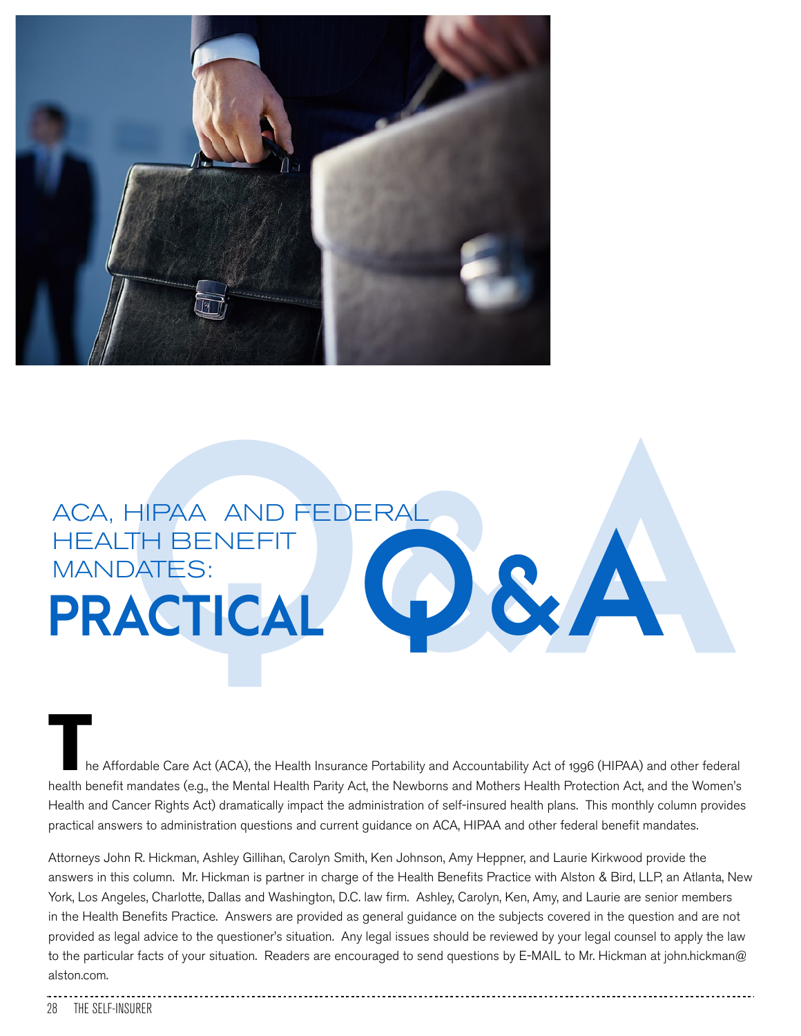# ACA, HIPAA AND FEDERAL HEALTH BENEFIT MANDATES: PRACTICAL Q&A

The Affordable Care Act (ACA), the Health Insurance Portability and Accountability Act of 1996 (HIPAA) and other federal health benefit mandates (e.g., the Mental Health Parity Act, the Newborns and Mothers Health Protection Act, and the Women's Health and Cancer Rights Act) dramatically impact the administration of self-insured health plans. This monthly column provides practical answers to administration questions and current guidance on ACA, HIPAA and other federal benefit mandates.

Attorneys John R. Hickman, Ashley Gillihan, Carolyn Smith, Ken Johnson, Amy Heppner, and Laurie Kirkwood provide the answers in this column. Mr. Hickman is partner in charge of the Health Benefits Practice with Alston & Bird, LLP, an Atlanta, New York, Los Angeles, Charlotte, Dallas and Washington, D.C. law firm. Ashley, Carolyn, Ken, Amy, and Laurie are senior members in the Health Benefits Practice. Answers are provided as general guidance on the subjects covered in the question and are not provided as legal advice to the questioner's situation. Any legal issues should be reviewed by your legal counsel to apply the law to the particular facts of your situation. Readers are encouraged to send questions by E-MAIL to Mr. Hickman at john.hickman@alston.com.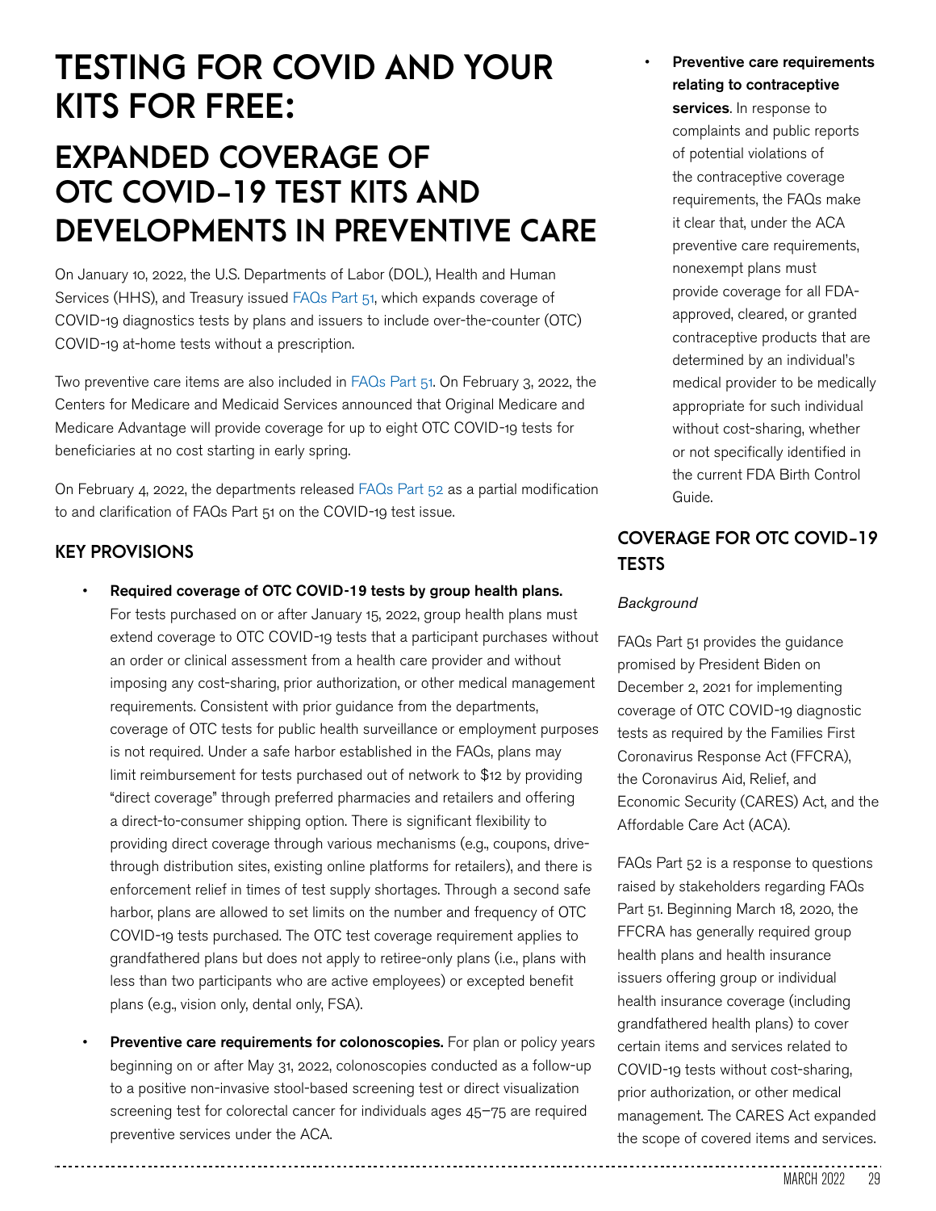# TESTING FOR COVID AND YOUR KITS FOR FREE:

## EXPANDED COVERAGE OF OTC COVID-19 TEST KITS AND DEVELOPMENTS IN PREVENTIVE CARE

On January 10, 2022, the U.S. Departments of Labor (DOL), Health and Human Services (HHS), and Treasury issued FAQs Part 51, which expands coverage of COVID-19 diagnostics tests by plans and issuers to include over-the-counter (OTC) COVID-19 at-home tests without a prescription.

Two preventive care items are also included in FAQs Part 51. On February 3, 2022, the Centers for Medicare and Medicaid Services announced that Original Medicare and Medicare Advantage will provide coverage for up to eight OTC COVID-19 tests for beneficiaries at no cost starting in early spring.

On February 4, 2022, the departments released FAQs Part 52 as a partial modification to and clarification of FAQs Part 51 on the COVID-19 test issue.

### KEY PROVISIONS

- **Required coverage of OTC COVID-19 tests by group health plans.** For tests purchased on or after January 15, 2022, group health plans must extend coverage to OTC COVID-19 tests that a participant purchases without an order or clinical assessment from a health care provider and without imposing any cost-sharing, prior authorization, or other medical management requirements. Consistent with prior guidance from the departments, coverage of OTC tests for public health surveillance or employment purposes is not required. Under a safe harbor established in the FAQs, plans may limit reimbursement for tests purchased out of network to $12 by providing "direct coverage" through preferred pharmacies and retailers and offering a direct-to-consumer shipping option. There is significant flexibility to providing direct coverage through various mechanisms (e.g., coupons, drive-through distribution sites, existing online platforms for retailers), and there is enforcement relief in times of test supply shortages. Through a second safe harbor, plans are allowed to set limits on the number and frequency of OTC COVID-19 tests purchased. The OTC test coverage requirement applies to grandfathered plans but does not apply to retiree-only plans (i.e., plans with less than two participants who are active employees) or excepted benefit plans (e.g., vision only, dental only, FSA).
- **Preventive care requirements for colonoscopies.** For plan or policy years beginning on or after May 31, 2022, colonoscopies conducted as a follow-up to a positive non-invasive stool-based screening test or direct visualization screening test for colorectal cancer for individuals ages 45–75 are required preventive services under the ACA.
- **Preventive care requirements relating to contraceptive services**. In response to complaints and public reports of potential violations of the contraceptive coverage requirements, the FAQs make it clear that, under the ACA preventive care requirements, nonexempt plans must provide coverage for all FDA-approved, cleared, or granted contraceptive products that are determined by an individual's medical provider to be medically appropriate for such individual without cost-sharing, whether or not specifically identified in the current FDA Birth Control Guide.

### COVERAGE FOR OTC COVID-19 TESTS

*Background*

FAQs Part 51 provides the guidance promised by President Biden on December 2, 2021 for implementing coverage of OTC COVID-19 diagnostic tests as required by the Families First Coronavirus Response Act (FFCRA), the Coronavirus Aid, Relief, and Economic Security (CARES) Act, and the Affordable Care Act (ACA).

FAQs Part 52 is a response to questions raised by stakeholders regarding FAQs Part 51. Beginning March 18, 2020, the FFCRA has generally required group health plans and health insurance issuers offering group or individual health insurance coverage (including grandfathered health plans) to cover certain items and services related to COVID-19 tests without cost-sharing, prior authorization, or other medical management. The CARES Act expanded the scope of covered items and services.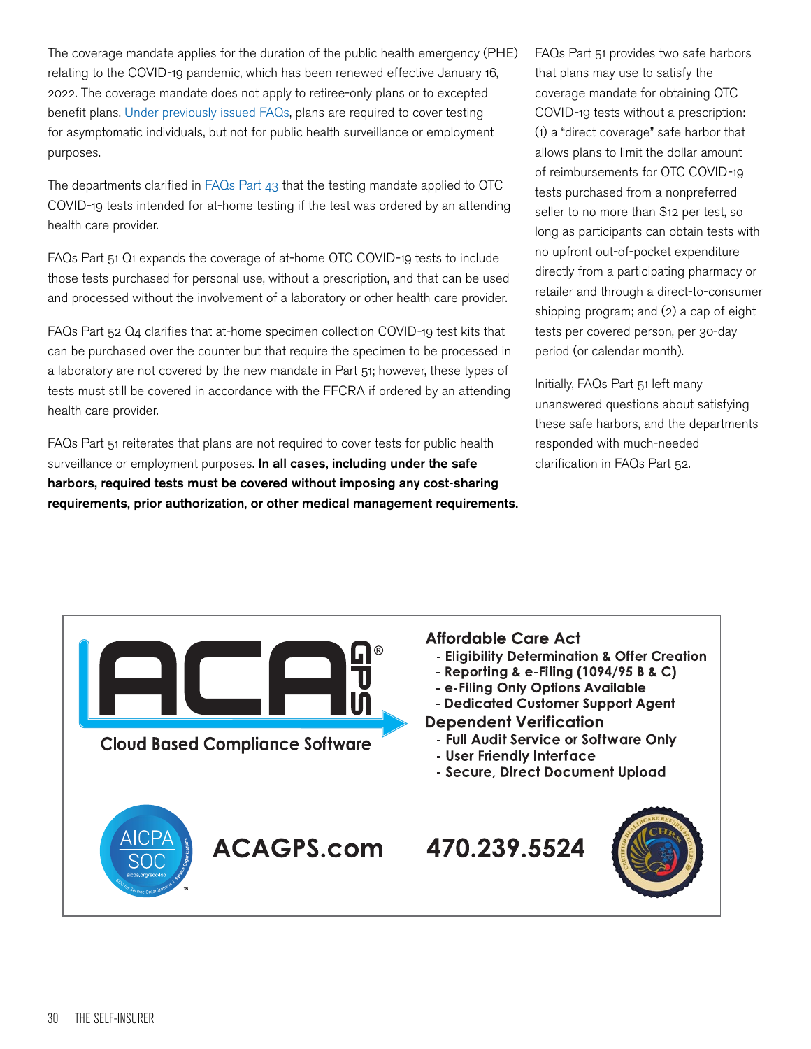The coverage mandate applies for the duration of the public health emergency (PHE) relating to the COVID-19 pandemic, which has been renewed effective January 16, 2022. The coverage mandate does not apply to retiree-only plans or to excepted benefit plans. Under previously issued FAQs, plans are required to cover testing for asymptomatic individuals, but not for public health surveillance or employment purposes.

The departments clarified in FAQs Part 43 that the testing mandate applied to OTC COVID-19 tests intended for at-home testing if the test was ordered by an attending health care provider.

FAQs Part 51 Q1 expands the coverage of at-home OTC COVID-19 tests to include those tests purchased for personal use, without a prescription, and that can be used and processed without the involvement of a laboratory or other health care provider.

FAQs Part 52 Q4 clarifies that at-home specimen collection COVID-19 test kits that can be purchased over the counter but that require the specimen to be processed in a laboratory are not covered by the new mandate in Part 51; however, these types of tests must still be covered in accordance with the FFCRA if ordered by an attending health care provider.

FAQs Part 51 reiterates that plans are not required to cover tests for public health surveillance or employment purposes. **In all cases, including under the safe harbors, required tests must be covered without imposing any cost-sharing requirements, prior authorization, or other medical management requirements.**

FAQs Part 51 provides two safe harbors that plans may use to satisfy the coverage mandate for obtaining OTC COVID-19 tests without a prescription: (1) a "direct coverage" safe harbor that allows plans to limit the dollar amount of reimbursements for OTC COVID-19 tests purchased from a nonpreferred seller to no more than $12 per test, so long as participants can obtain tests with no upfront out-of-pocket expenditure directly from a participating pharmacy or retailer and through a direct-to-consumer shipping program; and (2) a cap of eight tests per covered person, per 30-day period (or calendar month).

Initially, FAQs Part 51 left many unanswered questions about satisfying these safe harbors, and the departments responded with much-needed clarification in FAQs Part 52.

**ACA GPS®**

**Cloud Based Compliance Software**

**Affordable Care Act**
- Eligibility Determination & Offer Creation
- Reporting & e-Filing (1094/95 B & C)
- e-Filing Only Options Available
- Dedicated Customer Support Agent

**Dependent Verification**
- Full Audit Service or Software Only
- User Friendly Interface
- Secure, Direct Document Upload

**ACAGPS.com** **470.239.5524**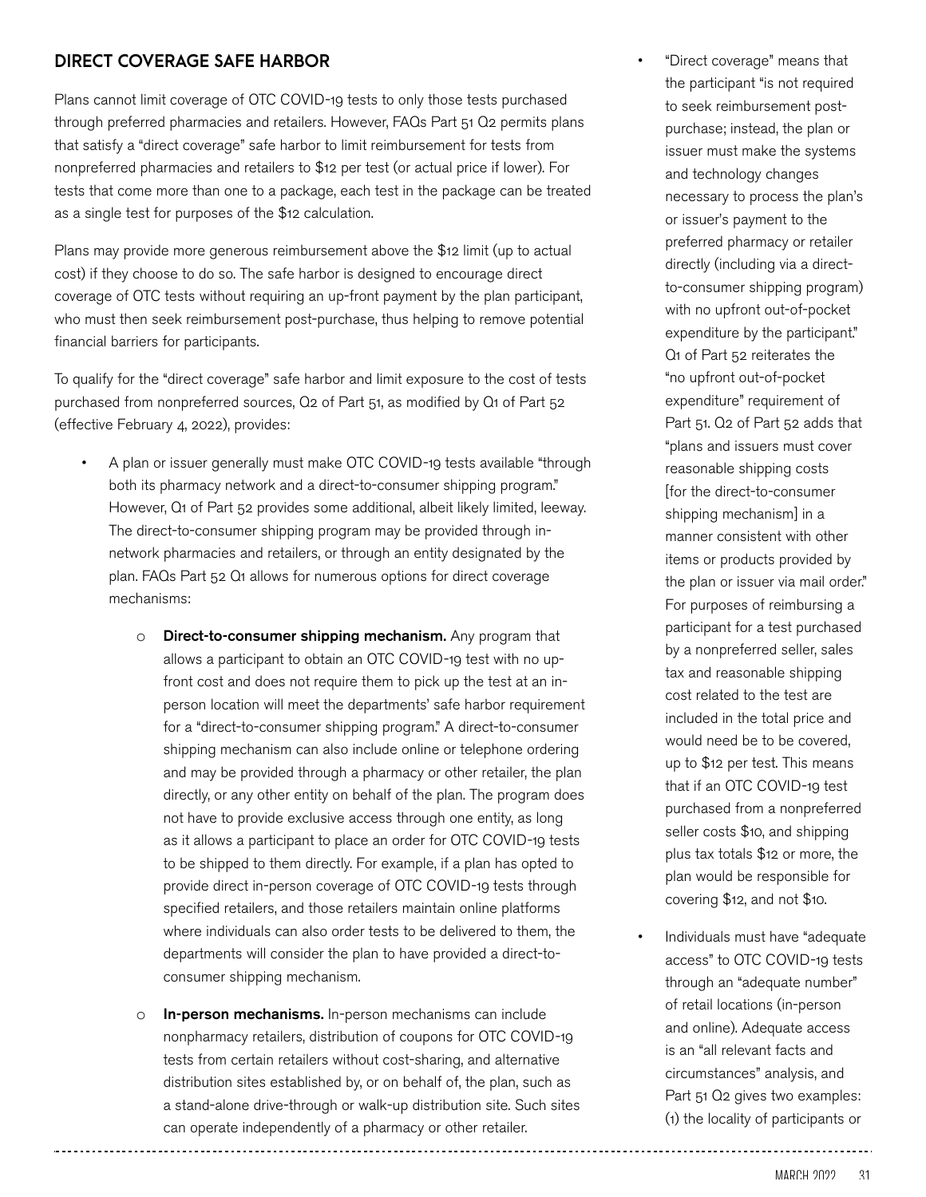## DIRECT COVERAGE SAFE HARBOR

Plans cannot limit coverage of OTC COVID-19 tests to only those tests purchased through preferred pharmacies and retailers. However, FAQs Part 51 Q2 permits plans that satisfy a "direct coverage" safe harbor to limit reimbursement for tests from nonpreferred pharmacies and retailers to $12 per test (or actual price if lower). For tests that come more than one to a package, each test in the package can be treated as a single test for purposes of the $12 calculation.

Plans may provide more generous reimbursement above the $12 limit (up to actual cost) if they choose to do so. The safe harbor is designed to encourage direct coverage of OTC tests without requiring an up-front payment by the plan participant, who must then seek reimbursement post-purchase, thus helping to remove potential financial barriers for participants.

To qualify for the "direct coverage" safe harbor and limit exposure to the cost of tests purchased from nonpreferred sources, Q2 of Part 51, as modified by Q1 of Part 52 (effective February 4, 2022), provides:

- A plan or issuer generally must make OTC COVID-19 tests available "through both its pharmacy network and a direct-to-consumer shipping program." However, Q1 of Part 52 provides some additional, albeit likely limited, leeway. The direct-to-consumer shipping program may be provided through in-network pharmacies and retailers, or through an entity designated by the plan. FAQs Part 52 Q1 allows for numerous options for direct coverage mechanisms:
  - **Direct-to-consumer shipping mechanism.** Any program that allows a participant to obtain an OTC COVID-19 test with no up-front cost and does not require them to pick up the test at an in-person location will meet the departments' safe harbor requirement for a "direct-to-consumer shipping program." A direct-to-consumer shipping mechanism can also include online or telephone ordering and may be provided through a pharmacy or other retailer, the plan directly, or any other entity on behalf of the plan. The program does not have to provide exclusive access through one entity, as long as it allows a participant to place an order for OTC COVID-19 tests to be shipped to them directly. For example, if a plan has opted to provide direct in-person coverage of OTC COVID-19 tests through specified retailers, and those retailers maintain online platforms where individuals can also order tests to be delivered to them, the departments will consider the plan to have provided a direct-to-consumer shipping mechanism.
  - **In-person mechanisms.** In-person mechanisms can include nonpharmacy retailers, distribution of coupons for OTC COVID-19 tests from certain retailers without cost-sharing, and alternative distribution sites established by, or on behalf of, the plan, such as a stand-alone drive-through or walk-up distribution site. Such sites can operate independently of a pharmacy or other retailer.
- "Direct coverage" means that the participant "is not required to seek reimbursement post-purchase; instead, the plan or issuer must make the systems and technology changes necessary to process the plan's or issuer's payment to the preferred pharmacy or retailer directly (including via a direct-to-consumer shipping program) with no upfront out-of-pocket expenditure by the participant." Q1 of Part 52 reiterates the "no upfront out-of-pocket expenditure" requirement of Part 51. Q2 of Part 52 adds that "plans and issuers must cover reasonable shipping costs [for the direct-to-consumer shipping mechanism] in a manner consistent with other items or products provided by the plan or issuer via mail order." For purposes of reimbursing a participant for a test purchased by a nonpreferred seller, sales tax and reasonable shipping cost related to the test are included in the total price and would need be to be covered, up to $12 per test. This means that if an OTC COVID-19 test purchased from a nonpreferred seller costs $10, and shipping plus tax totals $12 or more, the plan would be responsible for covering $12, and not $10.
- Individuals must have "adequate access" to OTC COVID-19 tests through an "adequate number" of retail locations (in-person and online). Adequate access is an "all relevant facts and circumstances" analysis, and Part 51 Q2 gives two examples: (1) the locality of participants or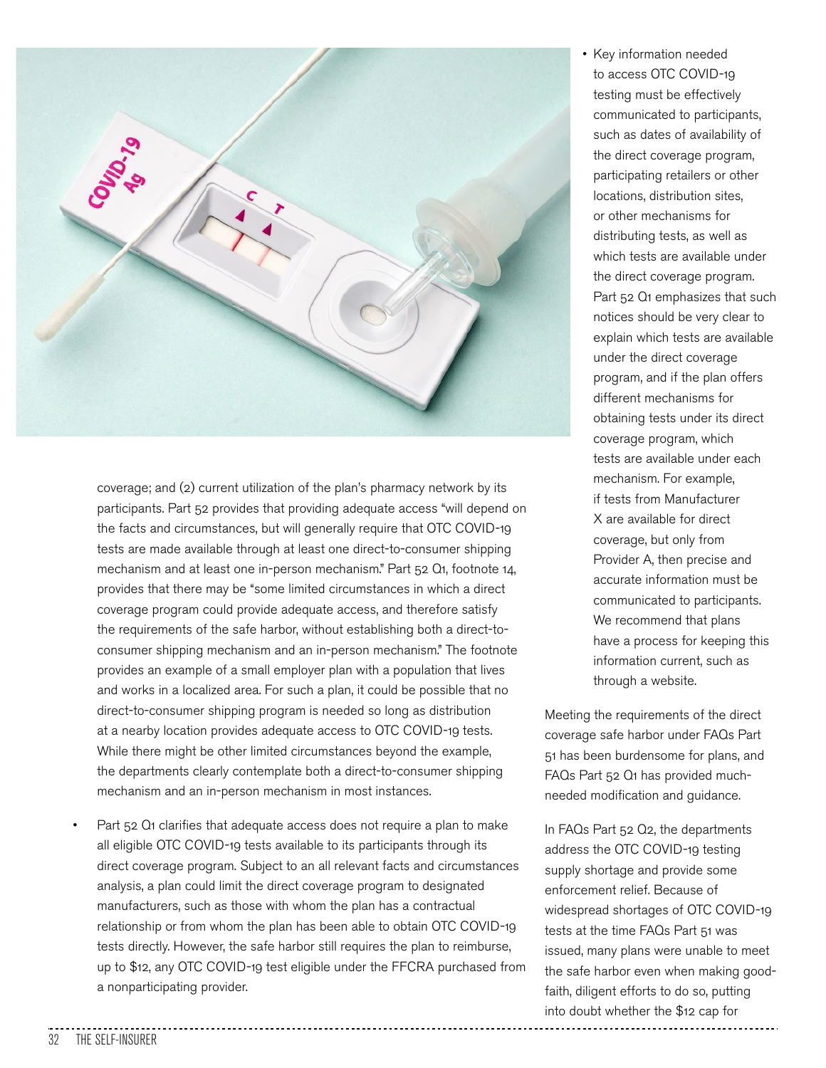coverage; and (2) current utilization of the plan's pharmacy network by its participants. Part 52 provides that providing adequate access "will depend on the facts and circumstances, but will generally require that OTC COVID-19 tests are made available through at least one direct-to-consumer shipping mechanism and at least one in-person mechanism." Part 52 Q1, footnote 14, provides that there may be "some limited circumstances in which a direct coverage program could provide adequate access, and therefore satisfy the requirements of the safe harbor, without establishing both a direct-to-consumer shipping mechanism and an in-person mechanism." The footnote provides an example of a small employer plan with a population that lives and works in a localized area. For such a plan, it could be possible that no direct-to-consumer shipping program is needed so long as distribution at a nearby location provides adequate access to OTC COVID-19 tests. While there might be other limited circumstances beyond the example, the departments clearly contemplate both a direct-to-consumer shipping mechanism and an in-person mechanism in most instances.

- Part 52 Q1 clarifies that adequate access does not require a plan to make all eligible OTC COVID-19 tests available to its participants through its direct coverage program. Subject to an all relevant facts and circumstances analysis, a plan could limit the direct coverage program to designated manufacturers, such as those with whom the plan has a contractual relationship or from whom the plan has been able to obtain OTC COVID-19 tests directly. However, the safe harbor still requires the plan to reimburse, up to $12, any OTC COVID-19 test eligible under the FFCRA purchased from a nonparticipating provider.

- Key information needed to access OTC COVID-19 testing must be effectively communicated to participants, such as dates of availability of the direct coverage program, participating retailers or other locations, distribution sites, or other mechanisms for distributing tests, as well as which tests are available under the direct coverage program. Part 52 Q1 emphasizes that such notices should be very clear to explain which tests are available under the direct coverage program, and if the plan offers different mechanisms for obtaining tests under its direct coverage program, which tests are available under each mechanism. For example, if tests from Manufacturer X are available for direct coverage, but only from Provider A, then precise and accurate information must be communicated to participants. We recommend that plans have a process for keeping this information current, such as through a website.

Meeting the requirements of the direct coverage safe harbor under FAQs Part 51 has been burdensome for plans, and FAQs Part 52 Q1 has provided much-needed modification and guidance.

In FAQs Part 52 Q2, the departments address the OTC COVID-19 testing supply shortage and provide some enforcement relief. Because of widespread shortages of OTC COVID-19 tests at the time FAQs Part 51 was issued, many plans were unable to meet the safe harbor even when making good-faith, diligent efforts to do so, putting into doubt whether the $12 cap for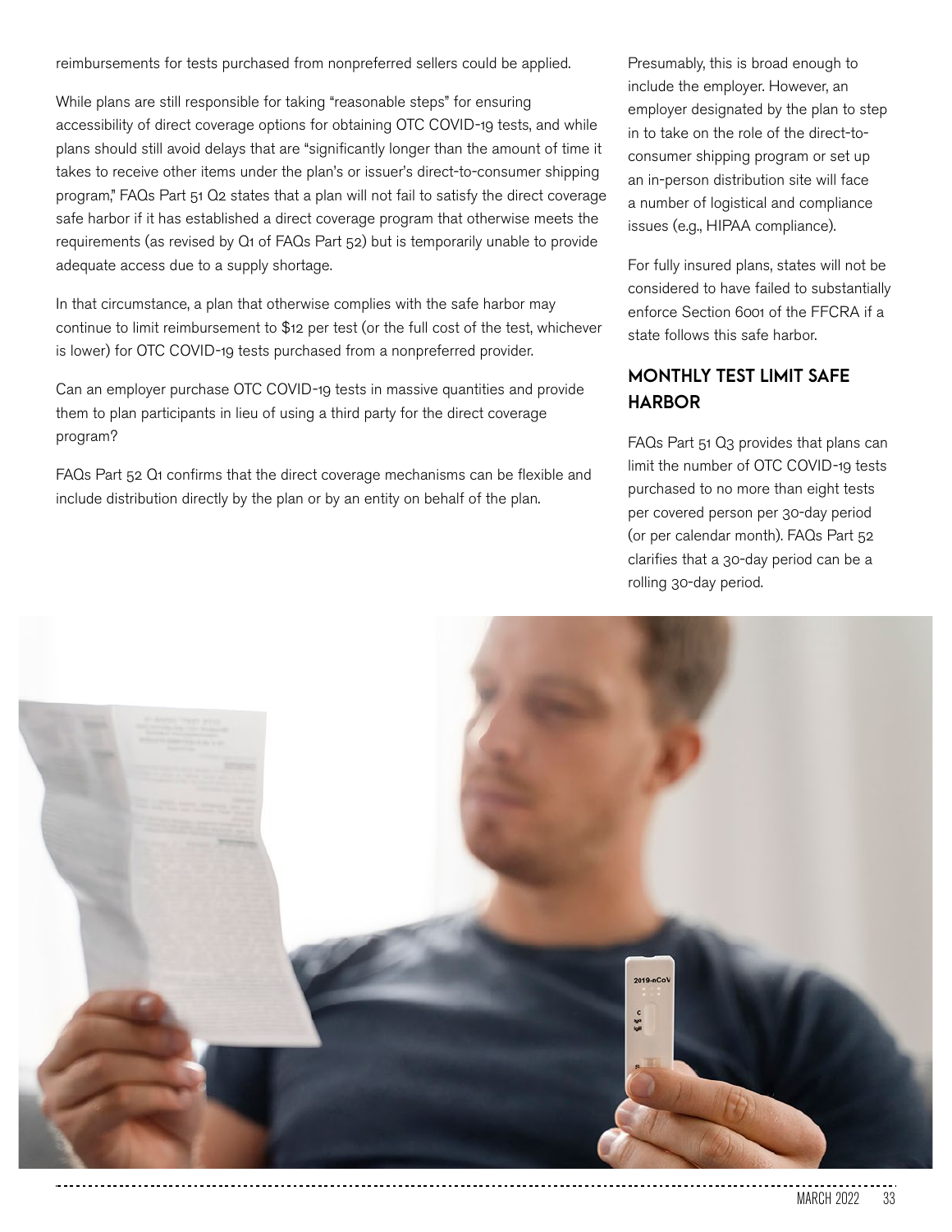reimbursements for tests purchased from nonpreferred sellers could be applied.

While plans are still responsible for taking "reasonable steps" for ensuring accessibility of direct coverage options for obtaining OTC COVID-19 tests, and while plans should still avoid delays that are "significantly longer than the amount of time it takes to receive other items under the plan's or issuer's direct-to-consumer shipping program," FAQs Part 51 Q2 states that a plan will not fail to satisfy the direct coverage safe harbor if it has established a direct coverage program that otherwise meets the requirements (as revised by Q1 of FAQs Part 52) but is temporarily unable to provide adequate access due to a supply shortage.

In that circumstance, a plan that otherwise complies with the safe harbor may continue to limit reimbursement to $12 per test (or the full cost of the test, whichever is lower) for OTC COVID-19 tests purchased from a nonpreferred provider.

Can an employer purchase OTC COVID-19 tests in massive quantities and provide them to plan participants in lieu of using a third party for the direct coverage program?

FAQs Part 52 Q1 confirms that the direct coverage mechanisms can be flexible and include distribution directly by the plan or by an entity on behalf of the plan.

Presumably, this is broad enough to include the employer. However, an employer designated by the plan to step in to take on the role of the direct-to-consumer shipping program or set up an in-person distribution site will face a number of logistical and compliance issues (e.g., HIPAA compliance).

For fully insured plans, states will not be considered to have failed to substantially enforce Section 6001 of the FFCRA if a state follows this safe harbor.

## MONTHLY TEST LIMIT SAFE HARBOR

FAQs Part 51 Q3 provides that plans can limit the number of OTC COVID-19 tests purchased to no more than eight tests per covered person per 30-day period (or per calendar month). FAQs Part 52 clarifies that a 30-day period can be a rolling 30-day period.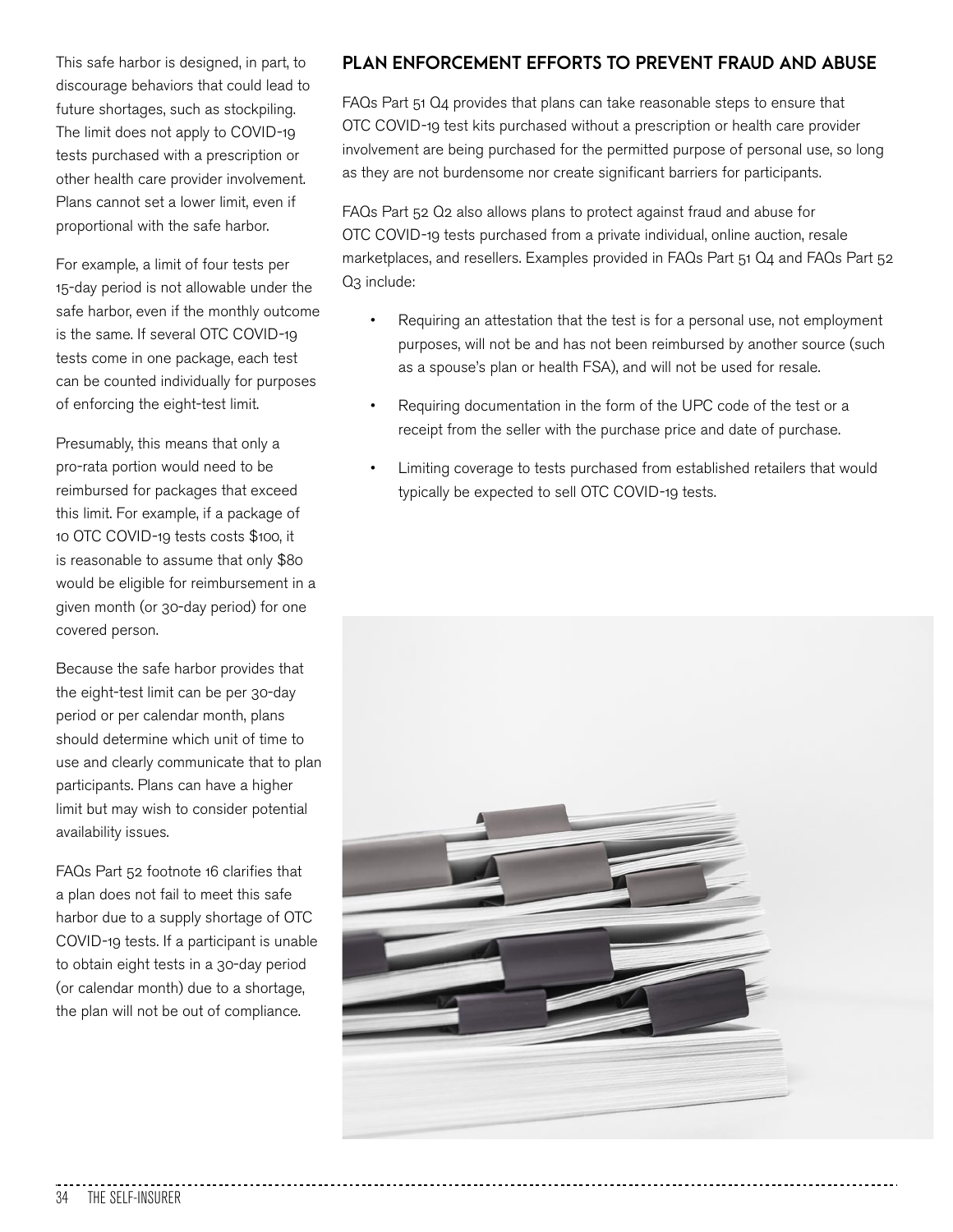This safe harbor is designed, in part, to discourage behaviors that could lead to future shortages, such as stockpiling. The limit does not apply to COVID-19 tests purchased with a prescription or other health care provider involvement. Plans cannot set a lower limit, even if proportional with the safe harbor.

For example, a limit of four tests per 15-day period is not allowable under the safe harbor, even if the monthly outcome is the same. If several OTC COVID-19 tests come in one package, each test can be counted individually for purposes of enforcing the eight-test limit.

Presumably, this means that only a pro-rata portion would need to be reimbursed for packages that exceed this limit. For example, if a package of 10 OTC COVID-19 tests costs $100, it is reasonable to assume that only $80 would be eligible for reimbursement in a given month (or 30-day period) for one covered person.

Because the safe harbor provides that the eight-test limit can be per 30-day period or per calendar month, plans should determine which unit of time to use and clearly communicate that to plan participants. Plans can have a higher limit but may wish to consider potential availability issues.

FAQs Part 52 footnote 16 clarifies that a plan does not fail to meet this safe harbor due to a supply shortage of OTC COVID-19 tests. If a participant is unable to obtain eight tests in a 30-day period (or calendar month) due to a shortage, the plan will not be out of compliance.

## PLAN ENFORCEMENT EFFORTS TO PREVENT FRAUD AND ABUSE

FAQs Part 51 Q4 provides that plans can take reasonable steps to ensure that OTC COVID-19 test kits purchased without a prescription or health care provider involvement are being purchased for the permitted purpose of personal use, so long as they are not burdensome nor create significant barriers for participants.

FAQs Part 52 Q2 also allows plans to protect against fraud and abuse for OTC COVID-19 tests purchased from a private individual, online auction, resale marketplaces, and resellers. Examples provided in FAQs Part 51 Q4 and FAQs Part 52 Q3 include:

- Requiring an attestation that the test is for a personal use, not employment purposes, will not be and has not been reimbursed by another source (such as a spouse's plan or health FSA), and will not be used for resale.
- Requiring documentation in the form of the UPC code of the test or a receipt from the seller with the purchase price and date of purchase.
- Limiting coverage to tests purchased from established retailers that would typically be expected to sell OTC COVID-19 tests.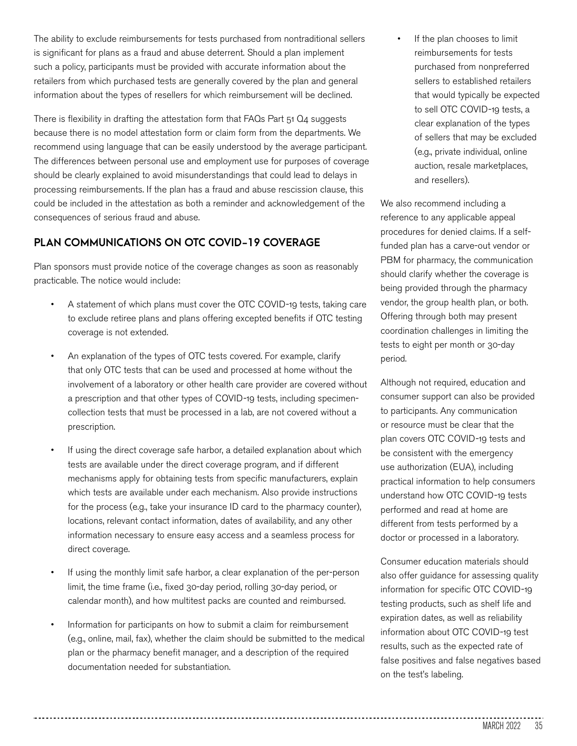The ability to exclude reimbursements for tests purchased from nontraditional sellers is significant for plans as a fraud and abuse deterrent. Should a plan implement such a policy, participants must be provided with accurate information about the retailers from which purchased tests are generally covered by the plan and general information about the types of resellers for which reimbursement will be declined.

There is flexibility in drafting the attestation form that FAQs Part 51 Q4 suggests because there is no model attestation form or claim form from the departments. We recommend using language that can be easily understood by the average participant. The differences between personal use and employment use for purposes of coverage should be clearly explained to avoid misunderstandings that could lead to delays in processing reimbursements. If the plan has a fraud and abuse rescission clause, this could be included in the attestation as both a reminder and acknowledgement of the consequences of serious fraud and abuse.

## PLAN COMMUNICATIONS ON OTC COVID-19 COVERAGE

Plan sponsors must provide notice of the coverage changes as soon as reasonably practicable. The notice would include:

- A statement of which plans must cover the OTC COVID-19 tests, taking care to exclude retiree plans and plans offering excepted benefits if OTC testing coverage is not extended.
- An explanation of the types of OTC tests covered. For example, clarify that only OTC tests that can be used and processed at home without the involvement of a laboratory or other health care provider are covered without a prescription and that other types of COVID-19 tests, including specimen-collection tests that must be processed in a lab, are not covered without a prescription.
- If using the direct coverage safe harbor, a detailed explanation about which tests are available under the direct coverage program, and if different mechanisms apply for obtaining tests from specific manufacturers, explain which tests are available under each mechanism. Also provide instructions for the process (e.g., take your insurance ID card to the pharmacy counter), locations, relevant contact information, dates of availability, and any other information necessary to ensure easy access and a seamless process for direct coverage.
- If using the monthly limit safe harbor, a clear explanation of the per-person limit, the time frame (i.e., fixed 30-day period, rolling 30-day period, or calendar month), and how multitest packs are counted and reimbursed.
- Information for participants on how to submit a claim for reimbursement (e.g., online, mail, fax), whether the claim should be submitted to the medical plan or the pharmacy benefit manager, and a description of the required documentation needed for substantiation.
- If the plan chooses to limit reimbursements for tests purchased from nonpreferred sellers to established retailers that would typically be expected to sell OTC COVID-19 tests, a clear explanation of the types of sellers that may be excluded (e.g., private individual, online auction, resale marketplaces, and resellers).

We also recommend including a reference to any applicable appeal procedures for denied claims. If a self-funded plan has a carve-out vendor or PBM for pharmacy, the communication should clarify whether the coverage is being provided through the pharmacy vendor, the group health plan, or both. Offering through both may present coordination challenges in limiting the tests to eight per month or 30-day period.

Although not required, education and consumer support can also be provided to participants. Any communication or resource must be clear that the plan covers OTC COVID-19 tests and be consistent with the emergency use authorization (EUA), including practical information to help consumers understand how OTC COVID-19 tests performed and read at home are different from tests performed by a doctor or processed in a laboratory.

Consumer education materials should also offer guidance for assessing quality information for specific OTC COVID-19 testing products, such as shelf life and expiration dates, as well as reliability information about OTC COVID-19 test results, such as the expected rate of false positives and false negatives based on the test's labeling.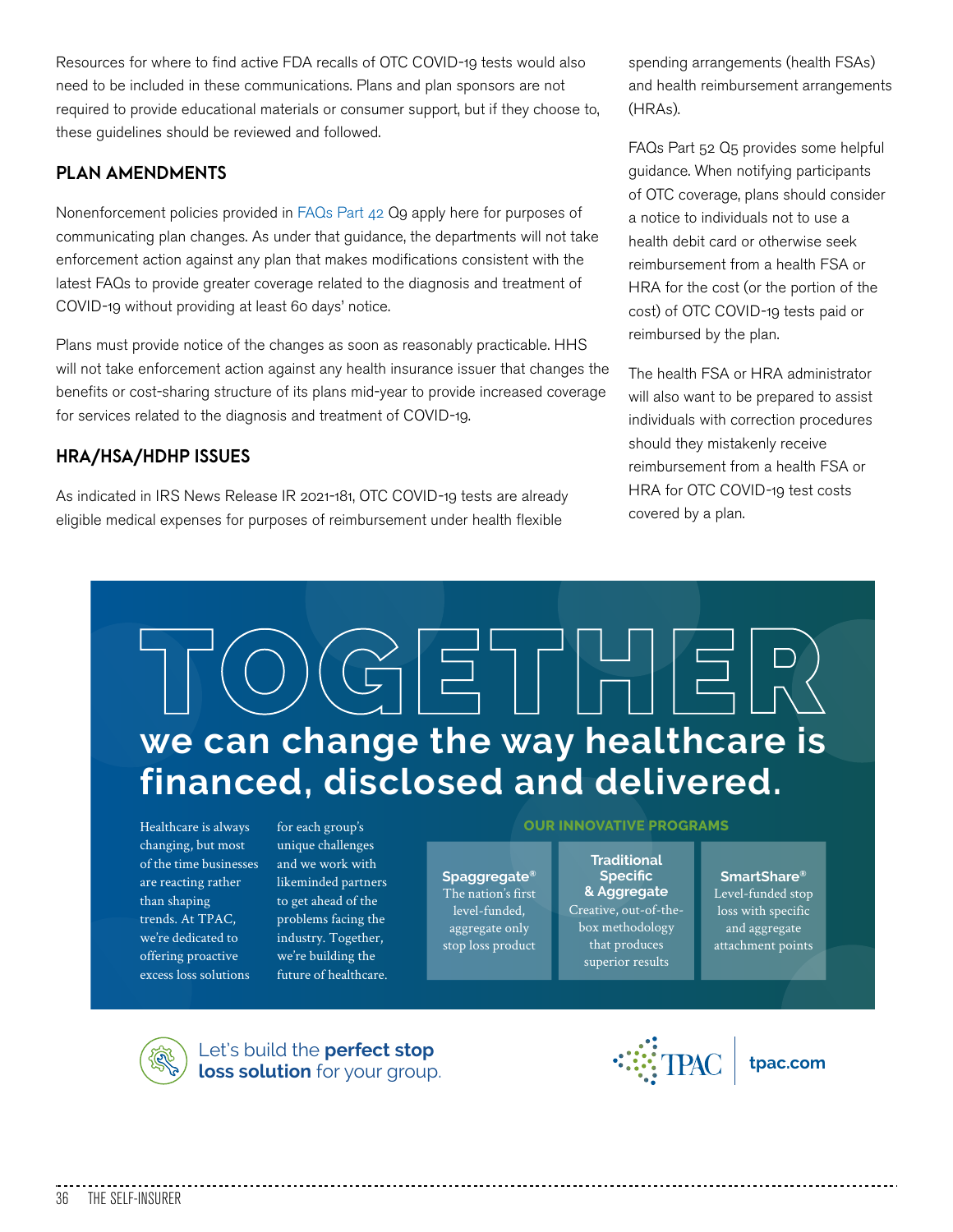Resources for where to find active FDA recalls of OTC COVID-19 tests would also need to be included in these communications. Plans and plan sponsors are not required to provide educational materials or consumer support, but if they choose to, these guidelines should be reviewed and followed.

## PLAN AMENDMENTS

Nonenforcement policies provided in FAQs Part 42 Q9 apply here for purposes of communicating plan changes. As under that guidance, the departments will not take enforcement action against any plan that makes modifications consistent with the latest FAQs to provide greater coverage related to the diagnosis and treatment of COVID-19 without providing at least 60 days' notice.

Plans must provide notice of the changes as soon as reasonably practicable. HHS will not take enforcement action against any health insurance issuer that changes the benefits or cost-sharing structure of its plans mid-year to provide increased coverage for services related to the diagnosis and treatment of COVID-19.

## HRA/HSA/HDHP ISSUES

As indicated in IRS News Release IR 2021-181, OTC COVID-19 tests are already eligible medical expenses for purposes of reimbursement under health flexible spending arrangements (health FSAs) and health reimbursement arrangements (HRAs).

FAQs Part 52 Q5 provides some helpful guidance. When notifying participants of OTC coverage, plans should consider a notice to individuals not to use a health debit card or otherwise seek reimbursement from a health FSA or HRA for the cost (or the portion of the cost) of OTC COVID-19 tests paid or reimbursed by the plan.

The health FSA or HRA administrator will also want to be prepared to assist individuals with correction procedures should they mistakenly receive reimbursement from a health FSA or HRA for OTC COVID-19 test costs covered by a plan.

# TOGETHER

## we can change the way healthcare is financed, disclosed and delivered.

Healthcare is always changing, but most of the time businesses are reacting rather than shaping trends. At TPAC, we're dedicated to offering proactive excess loss solutions for each group's unique challenges and we work with likeminded partners to get ahead of the problems facing the industry. Together, we're building the future of healthcare.

**OUR INNOVATIVE PROGRAMS**

**Spaggregate®**
The nation's first level-funded, aggregate only stop loss product

**Traditional Specific & Aggregate**
Creative, out-of-the-box methodology that produces superior results

**SmartShare®**
Level-funded stop loss with specific and aggregate attachment points

Let's build the **perfect stop loss solution** for your group.

TPAC | tpac.com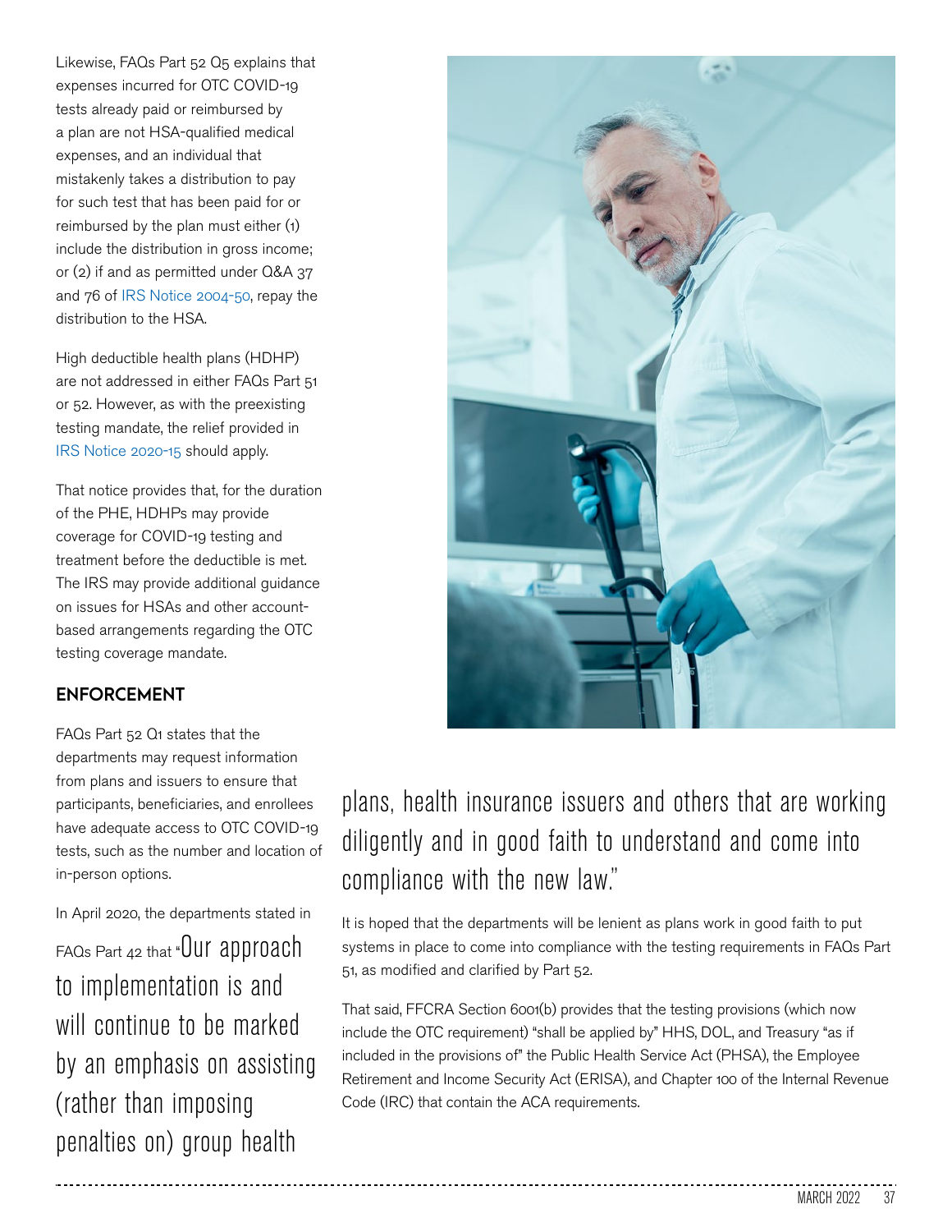Likewise, FAQs Part 52 Q5 explains that expenses incurred for OTC COVID-19 tests already paid or reimbursed by a plan are not HSA-qualified medical expenses, and an individual that mistakenly takes a distribution to pay for such test that has been paid for or reimbursed by the plan must either (1) include the distribution in gross income; or (2) if and as permitted under Q&A 37 and 76 of IRS Notice 2004-50, repay the distribution to the HSA.

High deductible health plans (HDHP) are not addressed in either FAQs Part 51 or 52. However, as with the preexisting testing mandate, the relief provided in IRS Notice 2020-15 should apply.

That notice provides that, for the duration of the PHE, HDHPs may provide coverage for COVID-19 testing and treatment before the deductible is met. The IRS may provide additional guidance on issues for HSAs and other account-based arrangements regarding the OTC testing coverage mandate.

## ENFORCEMENT

FAQs Part 52 Q1 states that the departments may request information from plans and issuers to ensure that participants, beneficiaries, and enrollees have adequate access to OTC COVID-19 tests, such as the number and location of in-person options.

In April 2020, the departments stated in FAQs Part 42 that "Our approach to implementation is and will continue to be marked by an emphasis on assisting (rather than imposing penalties on) group health plans, health insurance issuers and others that are working diligently and in good faith to understand and come into compliance with the new law."

It is hoped that the departments will be lenient as plans work in good faith to put systems in place to come into compliance with the testing requirements in FAQs Part 51, as modified and clarified by Part 52.

That said, FFCRA Section 6001(b) provides that the testing provisions (which now include the OTC requirement) "shall be applied by" HHS, DOL, and Treasury "as if included in the provisions of" the Public Health Service Act (PHSA), the Employee Retirement and Income Security Act (ERISA), and Chapter 100 of the Internal Revenue Code (IRC) that contain the ACA requirements.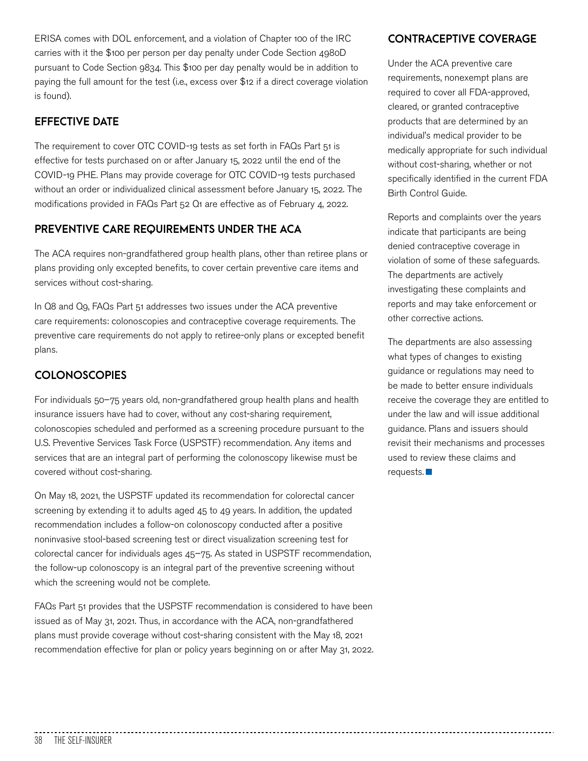ERISA comes with DOL enforcement, and a violation of Chapter 100 of the IRC carries with it the $100 per person per day penalty under Code Section 4980D pursuant to Code Section 9834. This $100 per day penalty would be in addition to paying the full amount for the test (i.e., excess over $12 if a direct coverage violation is found).

## EFFECTIVE DATE

The requirement to cover OTC COVID-19 tests as set forth in FAQs Part 51 is effective for tests purchased on or after January 15, 2022 until the end of the COVID-19 PHE. Plans may provide coverage for OTC COVID-19 tests purchased without an order or individualized clinical assessment before January 15, 2022. The modifications provided in FAQs Part 52 Q1 are effective as of February 4, 2022.

## PREVENTIVE CARE REQUIREMENTS UNDER THE ACA

The ACA requires non-grandfathered group health plans, other than retiree plans or plans providing only excepted benefits, to cover certain preventive care items and services without cost-sharing.

In Q8 and Q9, FAQs Part 51 addresses two issues under the ACA preventive care requirements: colonoscopies and contraceptive coverage requirements. The preventive care requirements do not apply to retiree-only plans or excepted benefit plans.

## COLONOSCOPIES

For individuals 50–75 years old, non-grandfathered group health plans and health insurance issuers have had to cover, without any cost-sharing requirement, colonoscopies scheduled and performed as a screening procedure pursuant to the U.S. Preventive Services Task Force (USPSTF) recommendation. Any items and services that are an integral part of performing the colonoscopy likewise must be covered without cost-sharing.

On May 18, 2021, the USPSTF updated its recommendation for colorectal cancer screening by extending it to adults aged 45 to 49 years. In addition, the updated recommendation includes a follow-on colonoscopy conducted after a positive noninvasive stool-based screening test or direct visualization screening test for colorectal cancer for individuals ages 45–75. As stated in USPSTF recommendation, the follow-up colonoscopy is an integral part of the preventive screening without which the screening would not be complete.

FAQs Part 51 provides that the USPSTF recommendation is considered to have been issued as of May 31, 2021. Thus, in accordance with the ACA, non-grandfathered plans must provide coverage without cost-sharing consistent with the May 18, 2021 recommendation effective for plan or policy years beginning on or after May 31, 2022.

## CONTRACEPTIVE COVERAGE

Under the ACA preventive care requirements, nonexempt plans are required to cover all FDA-approved, cleared, or granted contraceptive products that are determined by an individual's medical provider to be medically appropriate for such individual without cost-sharing, whether or not specifically identified in the current FDA Birth Control Guide.

Reports and complaints over the years indicate that participants are being denied contraceptive coverage in violation of some of these safeguards. The departments are actively investigating these complaints and reports and may take enforcement or other corrective actions.

The departments are also assessing what types of changes to existing guidance or regulations may need to be made to better ensure individuals receive the coverage they are entitled to under the law and will issue additional guidance. Plans and issuers should revisit their mechanisms and processes used to review these claims and requests.